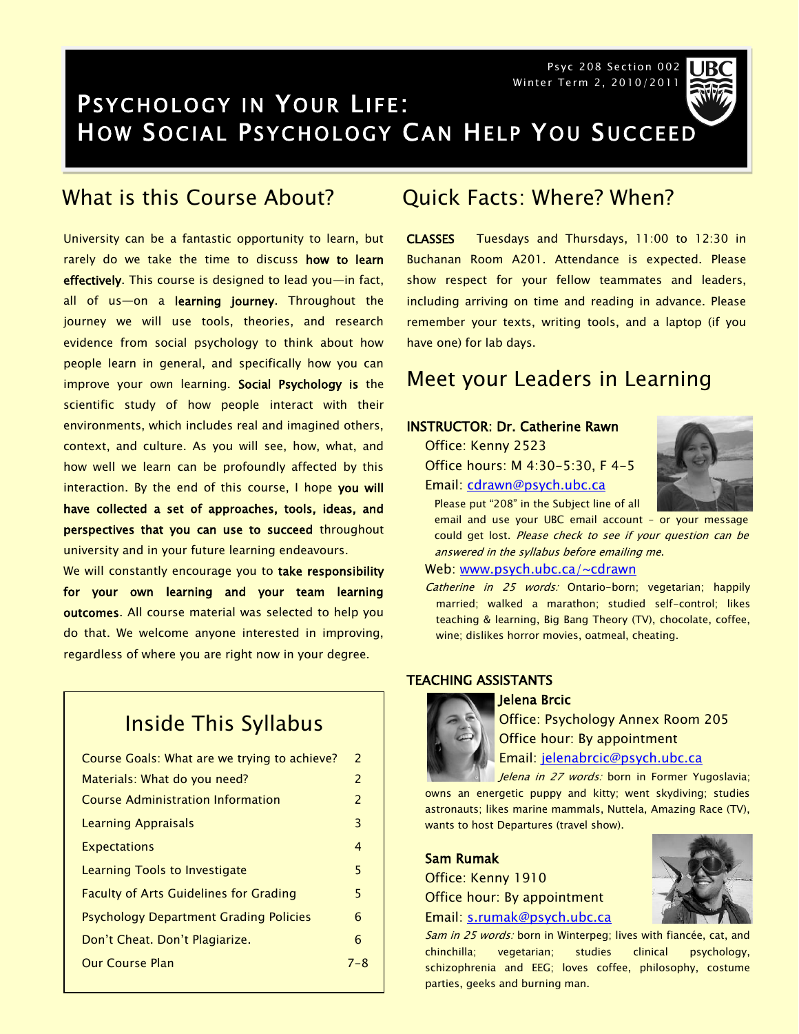Psyc 208 Section 002
Winter Term 2, 2010/2011

# Psychology in Your Life: How Social Psychology Can Help You Succeed

## What is this Course About?

University can be a fantastic opportunity to learn, but rarely do we take the time to discuss **how to learn effectively**. This course is designed to lead you—in fact, all of us—on a **learning journey**. Throughout the journey we will use tools, theories, and research evidence from social psychology to think about how people learn in general, and specifically how you can improve your own learning. **Social Psychology is** the scientific study of how people interact with their environments, which includes real and imagined others, context, and culture. As you will see, how, what, and how well we learn can be profoundly affected by this interaction. By the end of this course, I hope **you will have collected a set of approaches, tools, ideas, and perspectives that you can use to succeed** throughout university and in your future learning endeavours.

We will constantly encourage you to **take responsibility for your own learning and your team learning outcomes**. All course material was selected to help you do that. We welcome anyone interested in improving, regardless of where you are right now in your degree.

## Inside This Syllabus

| | |
|---|---|
| Course Goals: What are we trying to achieve? | 2 |
| Materials: What do you need? | 2 |
| Course Administration Information | 2 |
| Learning Appraisals | 3 |
| Expectations | 4 |
| Learning Tools to Investigate | 5 |
| Faculty of Arts Guidelines for Grading | 5 |
| Psychology Department Grading Policies | 6 |
| Don't Cheat. Don't Plagiarize. | 6 |
| Our Course Plan | 7–8 |

## Quick Facts: Where? When?

**CLASSES** Tuesdays and Thursdays, 11:00 to 12:30 in Buchanan Room A201. Attendance is expected. Please show respect for your fellow teammates and leaders, including arriving on time and reading in advance. Please remember your texts, writing tools, and a laptop (if you have one) for lab days.

## Meet your Leaders in Learning

**INSTRUCTOR: Dr. Catherine Rawn**

Office: Kenny 2523
Office hours: M 4:30-5:30, F 4-5
Email: cdrawn@psych.ubc.ca

Please put "208" in the Subject line of all email and use your UBC email account – or your message could get lost. *Please check to see if your question can be answered in the syllabus before emailing me.*

Web: www.psych.ubc.ca/~cdrawn

*Catherine in 25 words:* Ontario-born; vegetarian; happily married; walked a marathon; studied self-control; likes teaching & learning, Big Bang Theory (TV), chocolate, coffee, wine; dislikes horror movies, oatmeal, cheating.

**TEACHING ASSISTANTS**

**Jelena Brcic**

Office: Psychology Annex Room 205
Office hour: By appointment
Email: jelenabrcic@psych.ubc.ca

*Jelena in 27 words:* born in Former Yugoslavia; owns an energetic puppy and kitty; went skydiving; studies astronauts; likes marine mammals, Nuttela, Amazing Race (TV), wants to host Departures (travel show).

**Sam Rumak**

Office: Kenny 1910
Office hour: By appointment
Email: s.rumak@psych.ubc.ca

*Sam in 25 words:* born in Winterpeg; lives with fiancée, cat, and chinchilla; vegetarian; studies clinical psychology, schizophrenia and EEG; loves coffee, philosophy, costume parties, geeks and burning man.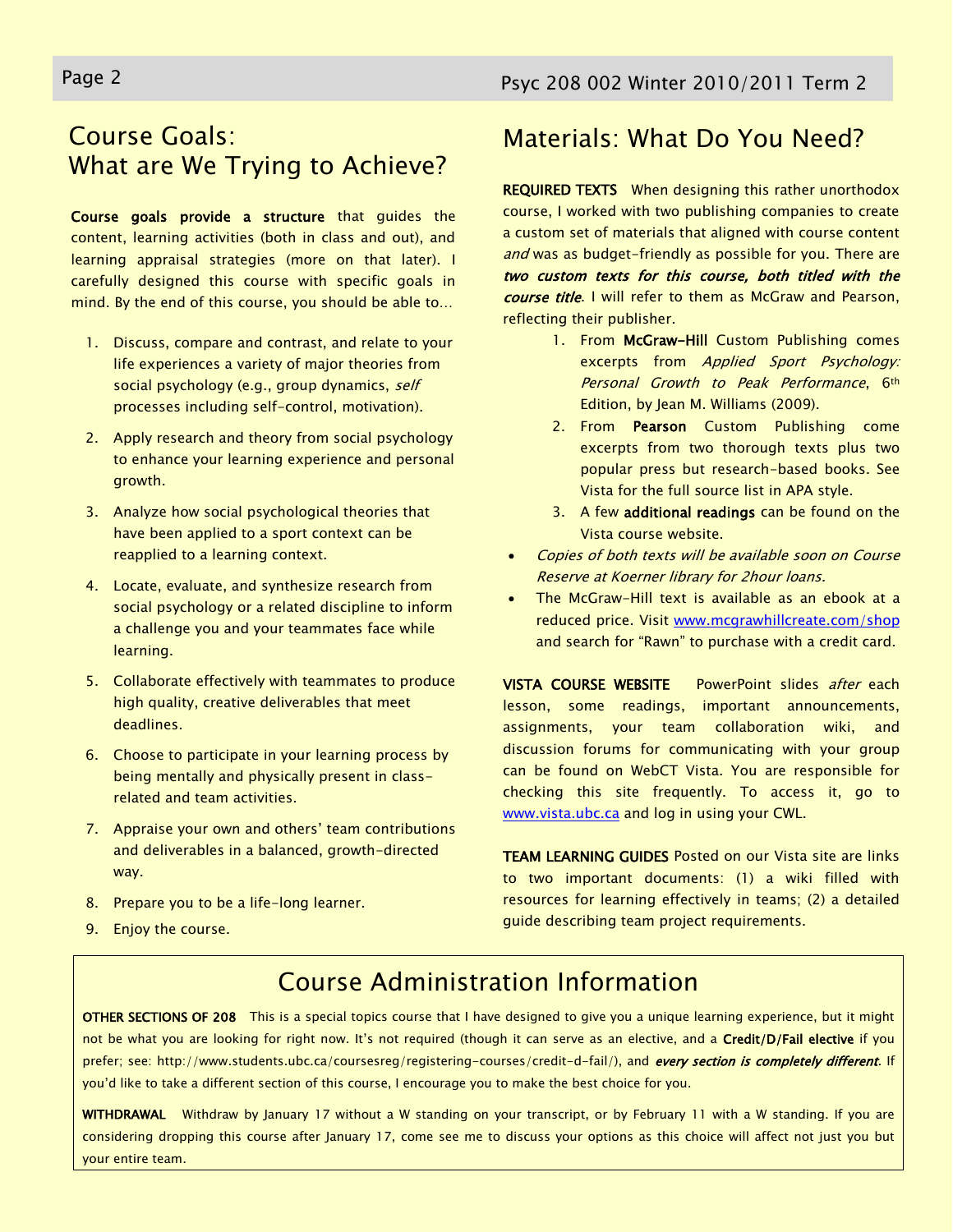## Course Goals: What are We Trying to Achieve?

**Course goals provide a structure** that guides the content, learning activities (both in class and out), and learning appraisal strategies (more on that later). I carefully designed this course with specific goals in mind. By the end of this course, you should be able to…

1. Discuss, compare and contrast, and relate to your life experiences a variety of major theories from social psychology (e.g., group dynamics, *self* processes including self-control, motivation).
2. Apply research and theory from social psychology to enhance your learning experience and personal growth.
3. Analyze how social psychological theories that have been applied to a sport context can be reapplied to a learning context.
4. Locate, evaluate, and synthesize research from social psychology or a related discipline to inform a challenge you and your teammates face while learning.
5. Collaborate effectively with teammates to produce high quality, creative deliverables that meet deadlines.
6. Choose to participate in your learning process by being mentally and physically present in class-related and team activities.
7. Appraise your own and others' team contributions and deliverables in a balanced, growth-directed way.
8. Prepare you to be a life-long learner.
9. Enjoy the course.

## Materials: What Do You Need?

**REQUIRED TEXTS** When designing this rather unorthodox course, I worked with two publishing companies to create a custom set of materials that aligned with course content *and* was as budget-friendly as possible for you. There are ***two custom texts for this course, both titled with the course title***. I will refer to them as McGraw and Pearson, reflecting their publisher.

1. From **McGraw-Hill** Custom Publishing comes excerpts from *Applied Sport Psychology: Personal Growth to Peak Performance*, 6th Edition, by Jean M. Williams (2009).
2. From **Pearson** Custom Publishing come excerpts from two thorough texts plus two popular press but research-based books. See Vista for the full source list in APA style.
3. A few **additional readings** can be found on the Vista course website.

- *Copies of both texts will be available soon on Course Reserve at Koerner library for 2hour loans.*
- The McGraw-Hill text is available as an ebook at a reduced price. Visit www.mcgrawhillcreate.com/shop and search for "Rawn" to purchase with a credit card.

**VISTA COURSE WEBSITE** PowerPoint slides *after* each lesson, some readings, important announcements, assignments, your team collaboration wiki, and discussion forums for communicating with your group can be found on WebCT Vista. You are responsible for checking this site frequently. To access it, go to www.vista.ubc.ca and log in using your CWL.

**TEAM LEARNING GUIDES** Posted on our Vista site are links to two important documents: (1) a wiki filled with resources for learning effectively in teams; (2) a detailed guide describing team project requirements.

## Course Administration Information

**OTHER SECTIONS OF 208** This is a special topics course that I have designed to give you a unique learning experience, but it might not be what you are looking for right now. It's not required (though it can serve as an elective, and a **Credit/D/Fail elective** if you prefer; see: http://www.students.ubc.ca/coursesreg/registering-courses/credit-d-fail/), and ***every section is completely different***. If you'd like to take a different section of this course, I encourage you to make the best choice for you.

**WITHDRAWAL** Withdraw by January 17 without a W standing on your transcript, or by February 11 with a W standing. If you are considering dropping this course after January 17, come see me to discuss your options as this choice will affect not just you but your entire team.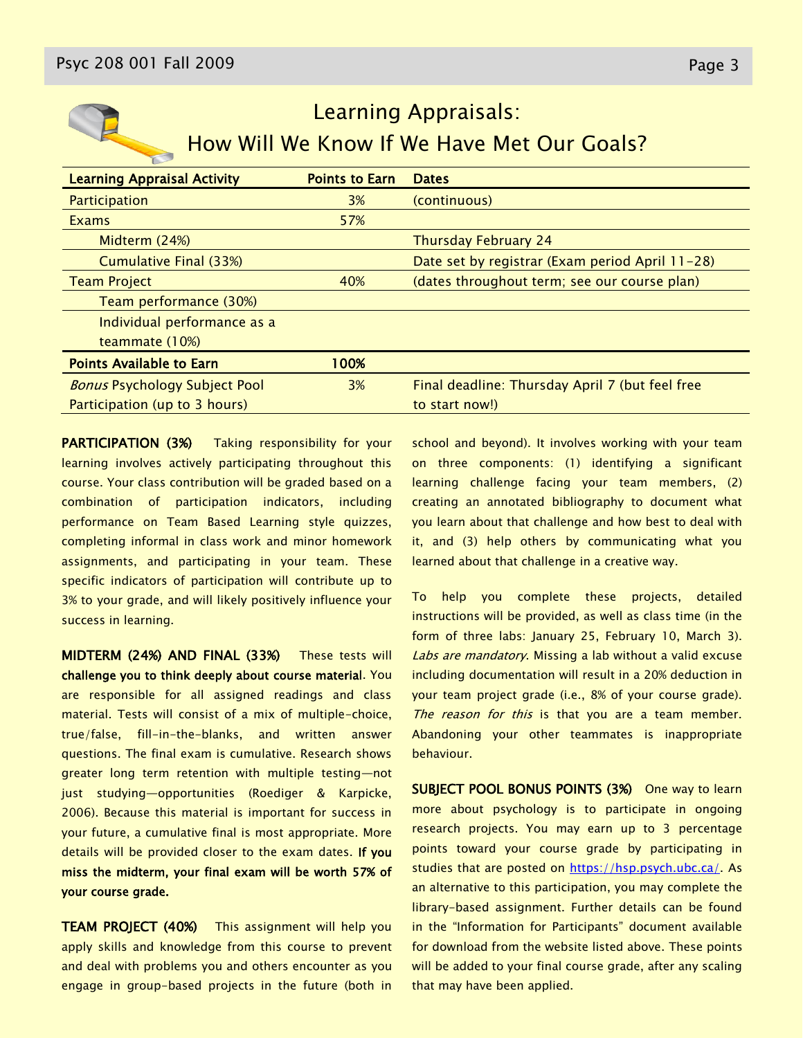# Learning Appraisals: How Will We Know If We Have Met Our Goals?

| Learning Appraisal Activity | Points to Earn | Dates |
|---|---|---|
| Participation | 3% | (continuous) |
| Exams | 57% | |
| Midterm (24%) | | Thursday February 24 |
| Cumulative Final (33%) | | Date set by registrar (Exam period April 11-28) |
| Team Project | 40% | (dates throughout term; see our course plan) |
| Team performance (30%) | | |
| Individual performance as a teammate (10%) | | |
| **Points Available to Earn** | **100%** | |
| *Bonus* Psychology Subject Pool Participation (up to 3 hours) | 3% | Final deadline: Thursday April 7 (but feel free to start now!) |

**PARTICIPATION (3%)** Taking responsibility for your learning involves actively participating throughout this course. Your class contribution will be graded based on a combination of participation indicators, including performance on Team Based Learning style quizzes, completing informal in class work and minor homework assignments, and participating in your team. These specific indicators of participation will contribute up to 3% to your grade, and will likely positively influence your success in learning.

**MIDTERM (24%) AND FINAL (33%)** These tests will **challenge you to think deeply about course material**. You are responsible for all assigned readings and class material. Tests will consist of a mix of multiple-choice, true/false, fill-in-the-blanks, and written answer questions. The final exam is cumulative. Research shows greater long term retention with multiple testing—not just studying—opportunities (Roediger & Karpicke, 2006). Because this material is important for success in your future, a cumulative final is most appropriate. More details will be provided closer to the exam dates. **If you miss the midterm, your final exam will be worth 57% of your course grade.**

**TEAM PROJECT (40%)** This assignment will help you apply skills and knowledge from this course to prevent and deal with problems you and others encounter as you engage in group-based projects in the future (both in school and beyond). It involves working with your team on three components: (1) identifying a significant learning challenge facing your team members, (2) creating an annotated bibliography to document what you learn about that challenge and how best to deal with it, and (3) help others by communicating what you learned about that challenge in a creative way.

To help you complete these projects, detailed instructions will be provided, as well as class time (in the form of three labs: January 25, February 10, March 3). *Labs are mandatory*. Missing a lab without a valid excuse including documentation will result in a 20% deduction in your team project grade (i.e., 8% of your course grade). *The reason for this* is that you are a team member. Abandoning your other teammates is inappropriate behaviour.

**SUBJECT POOL BONUS POINTS (3%)** One way to learn more about psychology is to participate in ongoing research projects. You may earn up to 3 percentage points toward your course grade by participating in studies that are posted on https://hsp.psych.ubc.ca/. As an alternative to this participation, you may complete the library-based assignment. Further details can be found in the "Information for Participants" document available for download from the website listed above. These points will be added to your final course grade, after any scaling that may have been applied.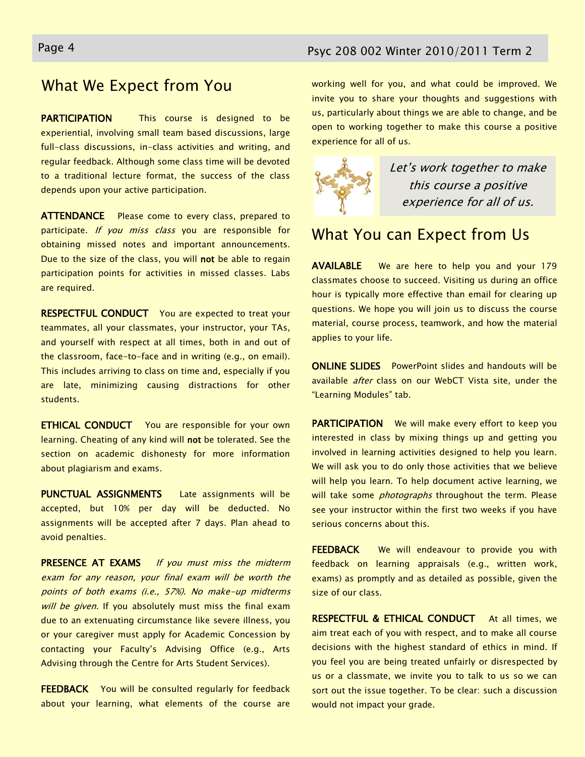## What We Expect from You

**PARTICIPATION** This course is designed to be experiential, involving small team based discussions, large full-class discussions, in-class activities and writing, and regular feedback. Although some class time will be devoted to a traditional lecture format, the success of the class depends upon your active participation.

**ATTENDANCE** Please come to every class, prepared to participate. *If you miss class* you are responsible for obtaining missed notes and important announcements. Due to the size of the class, you will **not** be able to regain participation points for activities in missed classes. Labs are required.

**RESPECTFUL CONDUCT** You are expected to treat your teammates, all your classmates, your instructor, your TAs, and yourself with respect at all times, both in and out of the classroom, face-to-face and in writing (e.g., on email). This includes arriving to class on time and, especially if you are late, minimizing causing distractions for other students.

**ETHICAL CONDUCT** You are responsible for your own learning. Cheating of any kind will **not** be tolerated. See the section on academic dishonesty for more information about plagiarism and exams.

**PUNCTUAL ASSIGNMENTS** Late assignments will be accepted, but 10% per day will be deducted. No assignments will be accepted after 7 days. Plan ahead to avoid penalties.

**PRESENCE AT EXAMS** *If you must miss the midterm exam for any reason, your final exam will be worth the points of both exams (i.e., 57%). No make-up midterms will be given.* If you absolutely must miss the final exam due to an extenuating circumstance like severe illness, you or your caregiver must apply for Academic Concession by contacting your Faculty's Advising Office (e.g., Arts Advising through the Centre for Arts Student Services).

**FEEDBACK** You will be consulted regularly for feedback about your learning, what elements of the course are working well for you, and what could be improved. We invite you to share your thoughts and suggestions with us, particularly about things we are able to change, and be open to working together to make this course a positive experience for all of us.

*Let's work together to make this course a positive experience for all of us.*

## What You can Expect from Us

**AVAILABLE** We are here to help you and your 179 classmates choose to succeed. Visiting us during an office hour is typically more effective than email for clearing up questions. We hope you will join us to discuss the course material, course process, teamwork, and how the material applies to your life.

**ONLINE SLIDES** PowerPoint slides and handouts will be available *after* class on our WebCT Vista site, under the "Learning Modules" tab.

**PARTICIPATION** We will make every effort to keep you interested in class by mixing things up and getting you involved in learning activities designed to help you learn. We will ask you to do only those activities that we believe will help you learn. To help document active learning, we will take some *photographs* throughout the term. Please see your instructor within the first two weeks if you have serious concerns about this.

**FEEDBACK** We will endeavour to provide you with feedback on learning appraisals (e.g., written work, exams) as promptly and as detailed as possible, given the size of our class.

**RESPECTFUL & ETHICAL CONDUCT** At all times, we aim treat each of you with respect, and to make all course decisions with the highest standard of ethics in mind. If you feel you are being treated unfairly or disrespected by us or a classmate, we invite you to talk to us so we can sort out the issue together. To be clear: such a discussion would not impact your grade.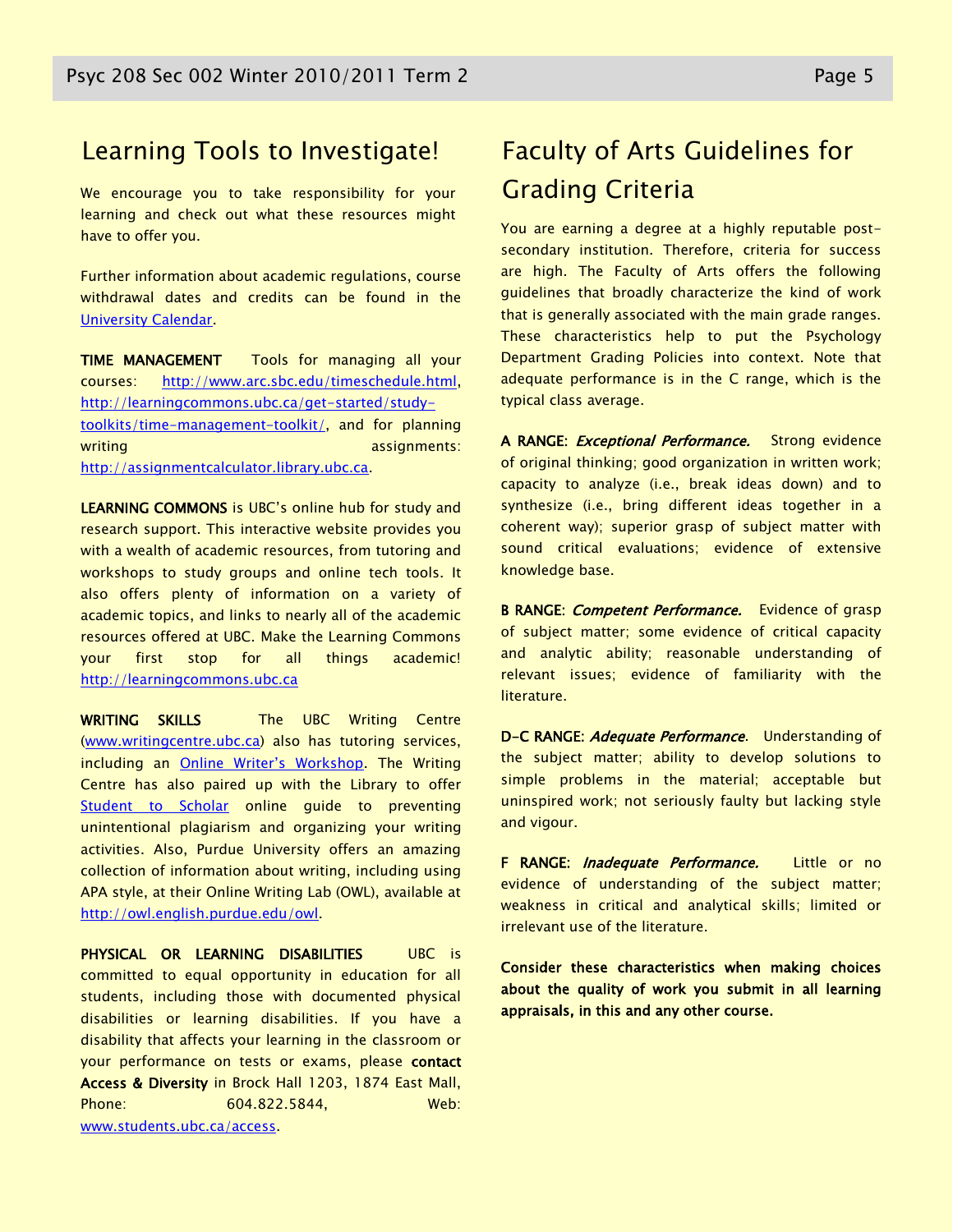## Learning Tools to Investigate!

We encourage you to take responsibility for your learning and check out what these resources might have to offer you.

Further information about academic regulations, course withdrawal dates and credits can be found in the [University Calendar](University Calendar).

**TIME MANAGEMENT** Tools for managing all your courses: http://www.arc.sbc.edu/timeschedule.html, http://learningcommons.ubc.ca/get-started/study-toolkits/time-management-toolkit/, and for planning writing assignments: http://assignmentcalculator.library.ubc.ca.

**LEARNING COMMONS** is UBC's online hub for study and research support. This interactive website provides you with a wealth of academic resources, from tutoring and workshops to study groups and online tech tools. It also offers plenty of information on a variety of academic topics, and links to nearly all of the academic resources offered at UBC. Make the Learning Commons your first stop for all things academic! http://learningcommons.ubc.ca

**WRITING SKILLS** The UBC Writing Centre (www.writingcentre.ubc.ca) also has tutoring services, including an Online Writer's Workshop. The Writing Centre has also paired up with the Library to offer Student to Scholar online guide to preventing unintentional plagiarism and organizing your writing activities. Also, Purdue University offers an amazing collection of information about writing, including using APA style, at their Online Writing Lab (OWL), available at http://owl.english.purdue.edu/owl.

**PHYSICAL OR LEARNING DISABILITIES** UBC is committed to equal opportunity in education for all students, including those with documented physical disabilities or learning disabilities. If you have a disability that affects your learning in the classroom or your performance on tests or exams, please **contact Access & Diversity** in Brock Hall 1203, 1874 East Mall, Phone: 604.822.5844, Web: www.students.ubc.ca/access.

## Faculty of Arts Guidelines for Grading Criteria

You are earning a degree at a highly reputable post-secondary institution. Therefore, criteria for success are high. The Faculty of Arts offers the following guidelines that broadly characterize the kind of work that is generally associated with the main grade ranges. These characteristics help to put the Psychology Department Grading Policies into context. Note that adequate performance is in the C range, which is the typical class average.

**A RANGE:** ***Exceptional Performance.*** Strong evidence of original thinking; good organization in written work; capacity to analyze (i.e., break ideas down) and to synthesize (i.e., bring different ideas together in a coherent way); superior grasp of subject matter with sound critical evaluations; evidence of extensive knowledge base.

**B RANGE:** ***Competent Performance.*** Evidence of grasp of subject matter; some evidence of critical capacity and analytic ability; reasonable understanding of relevant issues; evidence of familiarity with the literature.

**D-C RANGE:** ***Adequate Performance.*** Understanding of the subject matter; ability to develop solutions to simple problems in the material; acceptable but uninspired work; not seriously faulty but lacking style and vigour.

**F RANGE:** ***Inadequate Performance.*** Little or no evidence of understanding of the subject matter; weakness in critical and analytical skills; limited or irrelevant use of the literature.

**Consider these characteristics when making choices about the quality of work you submit in all learning appraisals, in this and any other course.**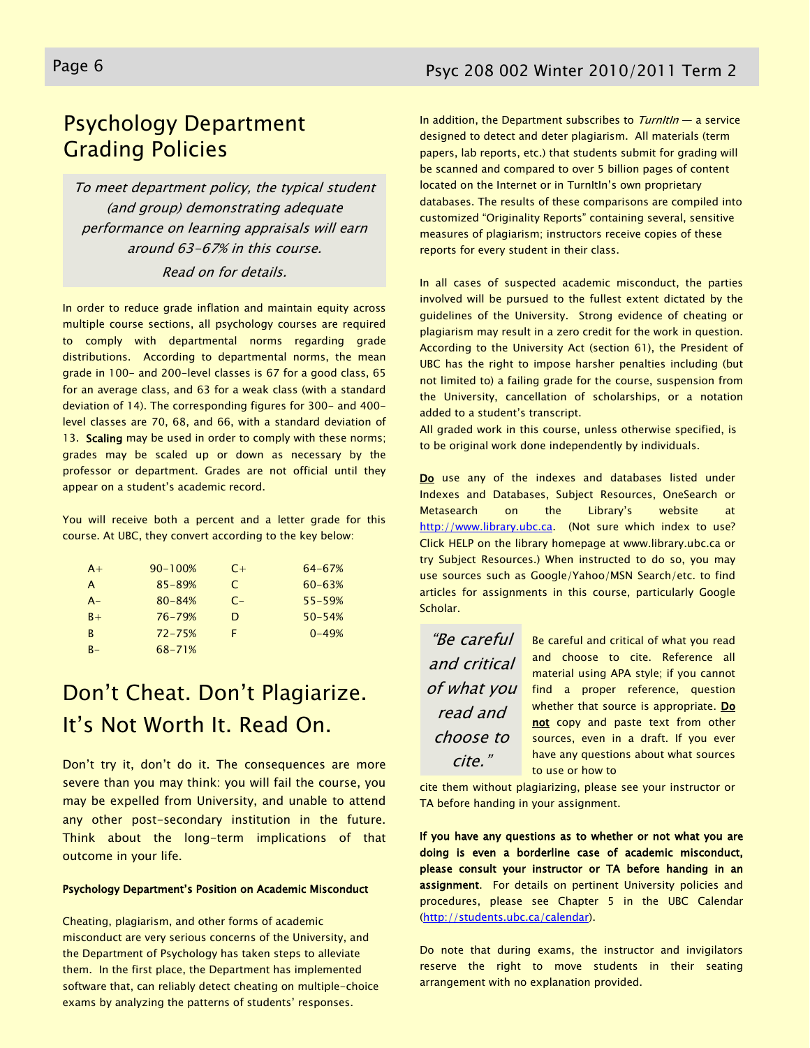# Psychology Department Grading Policies

*To meet department policy, the typical student (and group) demonstrating adequate performance on learning appraisals will earn around 63-67% in this course.*

*Read on for details.*

In order to reduce grade inflation and maintain equity across multiple course sections, all psychology courses are required to comply with departmental norms regarding grade distributions. According to departmental norms, the mean grade in 100- and 200-level classes is 67 for a good class, 65 for an average class, and 63 for a weak class (with a standard deviation of 14). The corresponding figures for 300- and 400-level classes are 70, 68, and 66, with a standard deviation of 13. **Scaling** may be used in order to comply with these norms; grades may be scaled up or down as necessary by the professor or department. Grades are not official until they appear on a student's academic record.

You will receive both a percent and a letter grade for this course. At UBC, they convert according to the key below:

| | | | |
|---|---|---|---|
| A+ | 90-100% | C+ | 64-67% |
| A | 85-89% | C | 60-63% |
| A- | 80-84% | C- | 55-59% |
| B+ | 76-79% | D | 50-54% |
| B | 72-75% | F | 0-49% |
| B- | 68-71% | | |

# Don't Cheat. Don't Plagiarize. It's Not Worth It. Read On.

Don't try it, don't do it. The consequences are more severe than you may think: you will fail the course, you may be expelled from University, and unable to attend any other post-secondary institution in the future. Think about the long-term implications of that outcome in your life.

#### Psychology Department's Position on Academic Misconduct

Cheating, plagiarism, and other forms of academic misconduct are very serious concerns of the University, and the Department of Psychology has taken steps to alleviate them. In the first place, the Department has implemented software that, can reliably detect cheating on multiple-choice exams by analyzing the patterns of students' responses.

In addition, the Department subscribes to *TurnItIn* — a service designed to detect and deter plagiarism. All materials (term papers, lab reports, etc.) that students submit for grading will be scanned and compared to over 5 billion pages of content located on the Internet or in TurnItIn's own proprietary databases. The results of these comparisons are compiled into customized "Originality Reports" containing several, sensitive measures of plagiarism; instructors receive copies of these reports for every student in their class.

In all cases of suspected academic misconduct, the parties involved will be pursued to the fullest extent dictated by the guidelines of the University. Strong evidence of cheating or plagiarism may result in a zero credit for the work in question. According to the University Act (section 61), the President of UBC has the right to impose harsher penalties including (but not limited to) a failing grade for the course, suspension from the University, cancellation of scholarships, or a notation added to a student's transcript.

All graded work in this course, unless otherwise specified, is to be original work done independently by individuals.

**Do** use any of the indexes and databases listed under Indexes and Databases, Subject Resources, OneSearch or Metasearch on the Library's website at http://www.library.ubc.ca. (Not sure which index to use? Click HELP on the library homepage at www.library.ubc.ca or try Subject Resources.) When instructed to do so, you may use sources such as Google/Yahoo/MSN Search/etc. to find articles for assignments in this course, particularly Google Scholar.

*"Be careful and critical of what you read and choose to cite."*

Be careful and critical of what you read and choose to cite. Reference all material using APA style; if you cannot find a proper reference, question whether that source is appropriate. **Do not** copy and paste text from other sources, even in a draft. If you ever have any questions about what sources to use or how to cite them without plagiarizing, please see your instructor or TA before handing in your assignment.

**If you have any questions as to whether or not what you are doing is even a borderline case of academic misconduct, please consult your instructor or TA before handing in an assignment**. For details on pertinent University policies and procedures, please see Chapter 5 in the UBC Calendar (http://students.ubc.ca/calendar).

Do note that during exams, the instructor and invigilators reserve the right to move students in their seating arrangement with no explanation provided.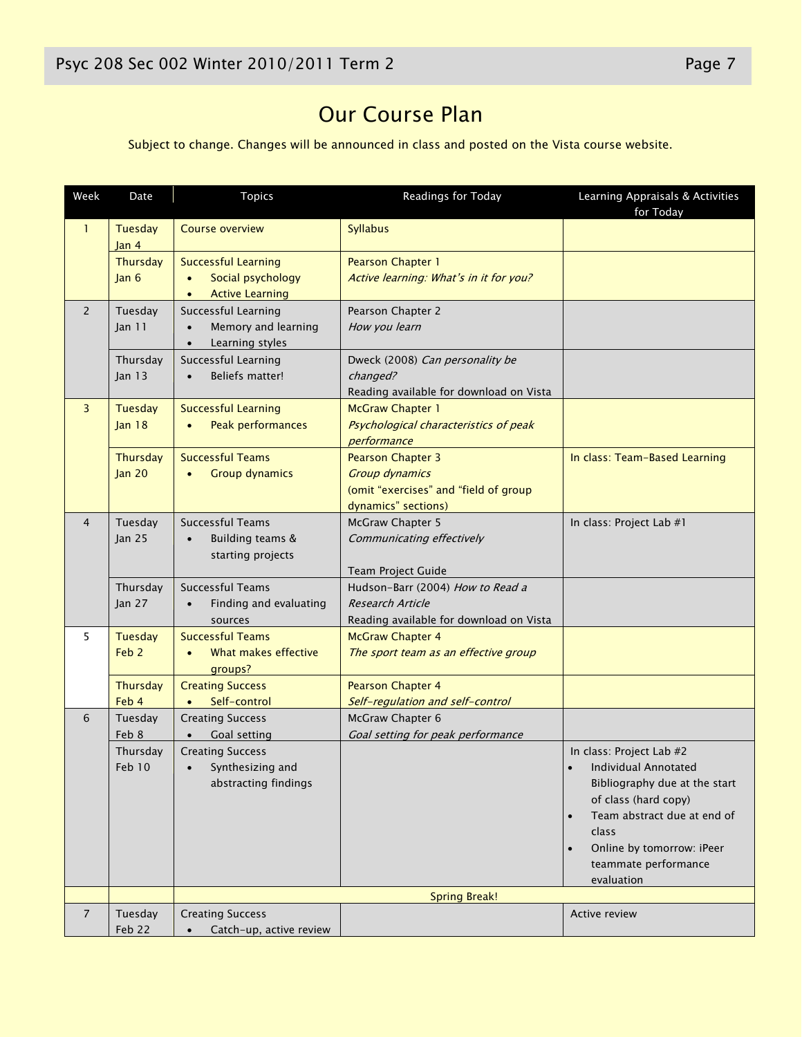# Our Course Plan

Subject to change. Changes will be announced in class and posted on the Vista course website.

| Week | Date | Topics | Readings for Today | Learning Appraisals & Activities for Today |
|---|---|---|---|---|
| 1 | Tuesday Jan 4 | Course overview | Syllabus | |
| | Thursday Jan 6 | Successful Learning<br>• Social psychology<br>• Active Learning | Pearson Chapter 1<br>*Active learning: What's in it for you?* | |
| 2 | Tuesday Jan 11 | Successful Learning<br>• Memory and learning<br>• Learning styles | Pearson Chapter 2<br>*How you learn* | |
| | Thursday Jan 13 | Successful Learning<br>• Beliefs matter! | Dweck (2008) *Can personality be changed?*<br>Reading available for download on Vista | |
| 3 | Tuesday Jan 18 | Successful Learning<br>• Peak performances | McGraw Chapter 1<br>*Psychological characteristics of peak performance* | |
| | Thursday Jan 20 | Successful Teams<br>• Group dynamics | Pearson Chapter 3<br>*Group dynamics*<br>(omit "exercises" and "field of group dynamics" sections) | In class: Team-Based Learning |
| 4 | Tuesday Jan 25 | Successful Teams<br>• Building teams & starting projects | McGraw Chapter 5<br>*Communicating effectively*<br><br>Team Project Guide | In class: Project Lab #1 |
| | Thursday Jan 27 | Successful Teams<br>• Finding and evaluating sources | Hudson-Barr (2004) *How to Read a Research Article*<br>Reading available for download on Vista | |
| 5 | Tuesday Feb 2 | Successful Teams<br>• What makes effective groups? | McGraw Chapter 4<br>*The sport team as an effective group* | |
| | Thursday Feb 4 | Creating Success<br>• Self-control | Pearson Chapter 4<br>*Self-regulation and self-control* | |
| 6 | Tuesday Feb 8 | Creating Success<br>• Goal setting | McGraw Chapter 6<br>*Goal setting for peak performance* | |
| | Thursday Feb 10 | Creating Success<br>• Synthesizing and abstracting findings | | In class: Project Lab #2<br>• Individual Annotated Bibliography due at the start of class (hard copy)<br>• Team abstract due at end of class<br>• Online by tomorrow: iPeer teammate performance evaluation |
| | | Spring Break! | | |
| 7 | Tuesday Feb 22 | Creating Success<br>• Catch-up, active review | | Active review |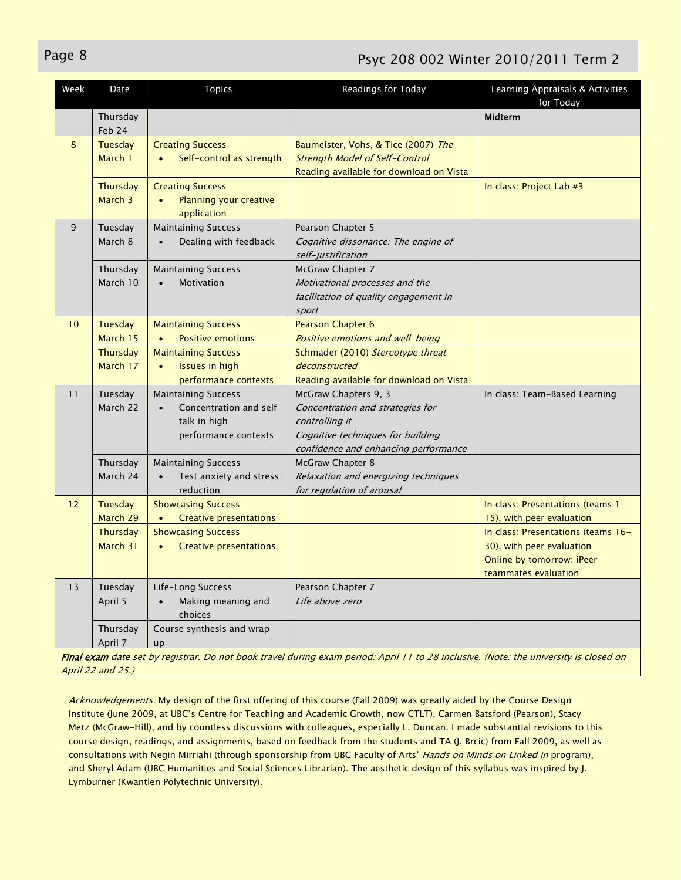| Week | Date | Topics | Readings for Today | Learning Appraisals & Activities for Today |
|---|---|---|---|---|
| | Thursday Feb 24 | | | **Midterm** |
| 8 | Tuesday March 1 | Creating Success<br>• Self-control as strength | Baumeister, Vohs, & Tice (2007) *The Strength Model of Self-Control*<br>Reading available for download on Vista | |
| | Thursday March 3 | Creating Success<br>• Planning your creative application | | In class: Project Lab #3 |
| 9 | Tuesday March 8 | Maintaining Success<br>• Dealing with feedback | Pearson Chapter 5<br>*Cognitive dissonance: The engine of self-justification* | |
| | Thursday March 10 | Maintaining Success<br>• Motivation | McGraw Chapter 7<br>*Motivational processes and the facilitation of quality engagement in sport* | |
| 10 | Tuesday March 15 | Maintaining Success<br>• Positive emotions | Pearson Chapter 6<br>*Positive emotions and well-being* | |
| | Thursday March 17 | Maintaining Success<br>• Issues in high performance contexts | Schmader (2010) *Stereotype threat deconstructed*<br>Reading available for download on Vista | |
| 11 | Tuesday March 22 | Maintaining Success<br>• Concentration and self-talk in high performance contexts | McGraw Chapters 9, 3<br>*Concentration and strategies for controlling it*<br>*Cognitive techniques for building confidence and enhancing performance* | In class: Team-Based Learning |
| | Thursday March 24 | Maintaining Success<br>• Test anxiety and stress reduction | McGraw Chapter 8<br>*Relaxation and energizing techniques for regulation of arousal* | |
| 12 | Tuesday March 29 | Showcasing Success<br>• Creative presentations | | In class: Presentations (teams 1-15), with peer evaluation |
| | Thursday March 31 | Showcasing Success<br>• Creative presentations | | In class: Presentations (teams 16-30), with peer evaluation<br>Online by tomorrow: iPeer teammates evaluation |
| 13 | Tuesday April 5 | Life-Long Success<br>• Making meaning and choices | Pearson Chapter 7<br>*Life above zero* | |
| | Thursday April 7 | Course synthesis and wrap-up | | |

***Final exam** date set by registrar. Do not book travel during exam period: April 11 to 28 inclusive. (Note: the university is closed on April 22 and 25.)*

*Acknowledgements:* My design of the first offering of this course (Fall 2009) was greatly aided by the Course Design Institute (June 2009, at UBC's Centre for Teaching and Academic Growth, now CTLT), Carmen Batsford (Pearson), Stacy Metz (McGraw-Hill), and by countless discussions with colleagues, especially L. Duncan. I made substantial revisions to this course design, readings, and assignments, based on feedback from the students and TA (J. Brcic) from Fall 2009, as well as consultations with Negin Mirriahi (through sponsorship from UBC Faculty of Arts' *Hands on Minds on Linked in* program), and Sheryl Adam (UBC Humanities and Social Sciences Librarian). The aesthetic design of this syllabus was inspired by J. Lymburner (Kwantlen Polytechnic University).